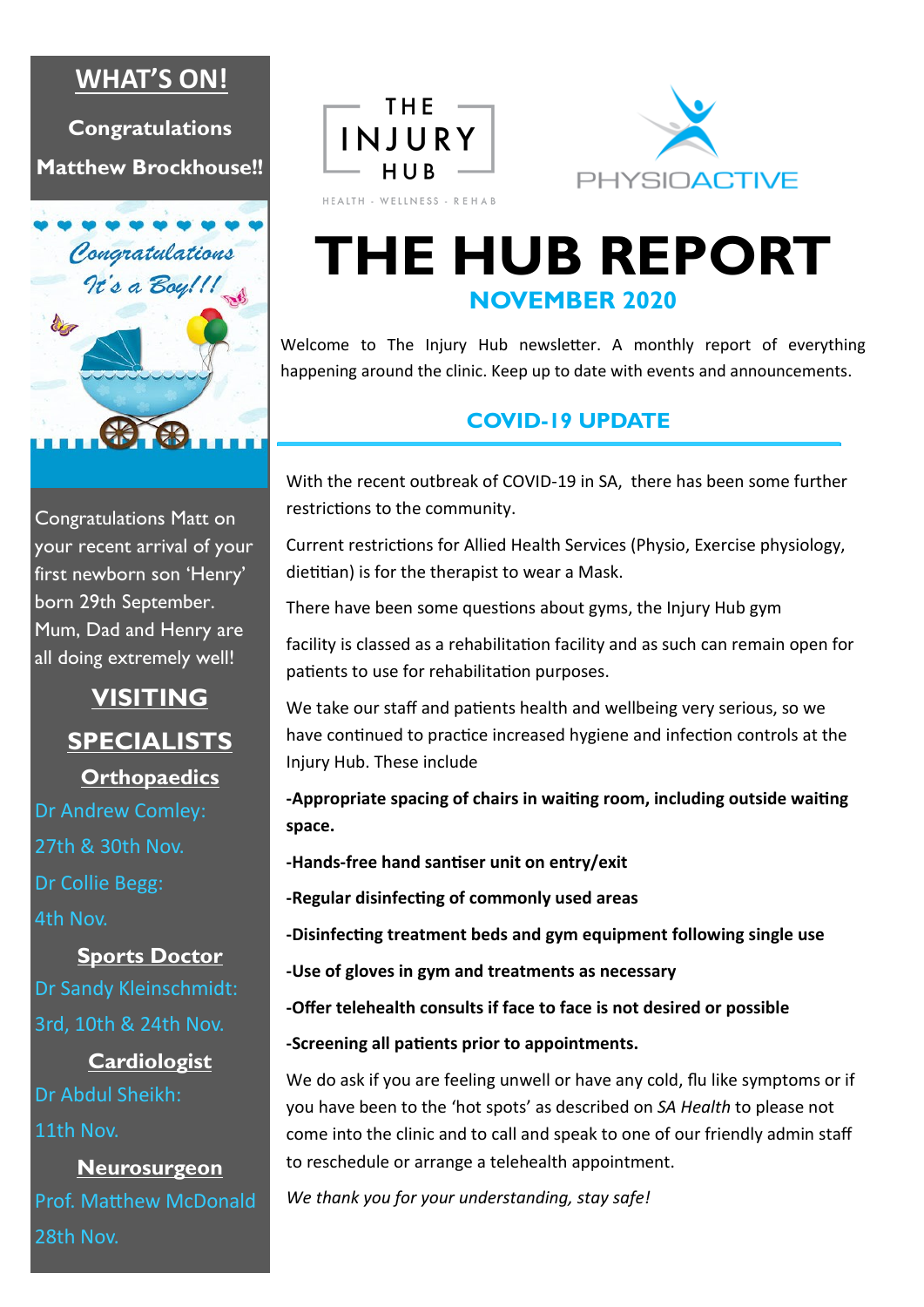# THE HUB REPORT

## NOVEMBER 2020

Welcome to The Injury Hub newsletter. A monthly report of everything happening around the clinic. Keep up to date with events and announcements.

## COVID-19 UPDATE

With the recent outbreak of COVID-19 in SA, there has been some further restrictions to the community.

Current restrictions for Allied Health Services (Physio, Exercise physiology, dietitian) is for the therapist to wear a Mask.

There have been some questions about gyms, the Injury Hub gym

facility is classed as a rehabilitation facility and as such can remain open for patients to use for rehabilitation purposes.

We take our staff and patients health and wellbeing very serious, so we have continued to practice increased hygiene and infection controls at the Injury Hub. These include

**-Appropriate spacing of chairs in waiting room, including outside waiting space.**

**-Hands-free hand santiser unit on entry/exit**

**-Regular disinfecting of commonly used areas**

**-Disinfecting treatment beds and gym equipment following single use**

**-Use of gloves in gym and treatments as necessary**

**-Offer telehealth consults if face to face is not desired or possible**

**-Screening all patients prior to appointments.**

We do ask if you are feeling unwell or have any cold, flu like symptoms or if you have been to the 'hot spots' as described on *SA Health* to please not come into the clinic and to call and speak to one of our friendly admin staff to reschedule or arrange a telehealth appointment.

*We thank you for your understanding, stay safe!*

## WHAT'S ON!

**Congratulations Matthew Brockhouse!!**

Congratulations It's a Boy!!!

Congratulations Matt on your recent arrival of your first newborn son 'Henry' born 29th September. Mum, Dad and Henry are all doing extremely well!

## VISITING SPECIALISTS

### Orthopaedics

Dr Andrew Comley: 27th & 30th Nov.

Dr Collie Begg: 4th Nov.

### Sports Doctor

Dr Sandy Kleinschmidt: 3rd, 10th & 24th Nov.

### Cardiologist

Dr Abdul Sheikh: 11th Nov.

### Neurosurgeon

Prof. Matthew McDonald 28th Nov.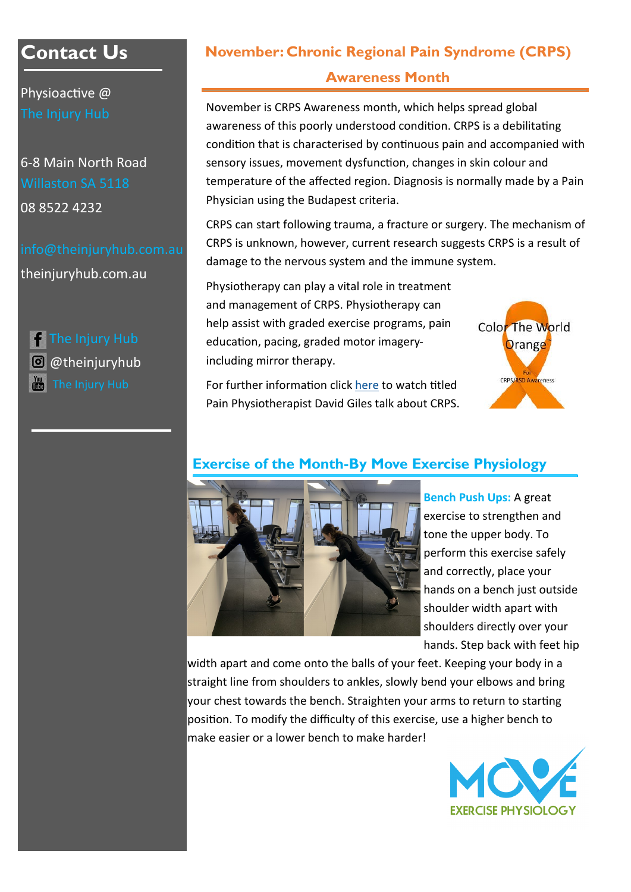## Contact Us

Physioactive @
The Injury Hub

6-8 Main North Road
Willaston SA 5118
08 8522 4232

info@theinjuryhub.com.au
theinjuryhub.com.au

The Injury Hub
@theinjuryhub
The Injury Hub

## November: Chronic Regional Pain Syndrome (CRPS) Awareness Month

November is CRPS Awareness month, which helps spread global awareness of this poorly understood condition. CRPS is a debilitating condition that is characterised by continuous pain and accompanied with sensory issues, movement dysfunction, changes in skin colour and temperature of the affected region. Diagnosis is normally made by a Pain Physician using the Budapest criteria.

CRPS can start following trauma, a fracture or surgery. The mechanism of CRPS is unknown, however, current research suggests CRPS is a result of damage to the nervous system and the immune system.

Physiotherapy can play a vital role in treatment and management of CRPS. Physiotherapy can help assist with graded exercise programs, pain education, pacing, graded motor imagery- including mirror therapy.

For further information click here to watch titled Pain Physiotherapist David Giles talk about CRPS.

Color The World Orange
For CRPS/RSD Awareness

## Exercise of the Month-By Move Exercise Physiology

**Bench Push Ups:** A great exercise to strengthen and tone the upper body. To perform this exercise safely and correctly, place your hands on a bench just outside shoulder width apart with shoulders directly over your hands. Step back with feet hip width apart and come onto the balls of your feet. Keeping your body in a straight line from shoulders to ankles, slowly bend your elbows and bring your chest towards the bench. Straighten your arms to return to starting position. To modify the difficulty of this exercise, use a higher bench to make easier or a lower bench to make harder!

MOVE
EXERCISE PHYSIOLOGY